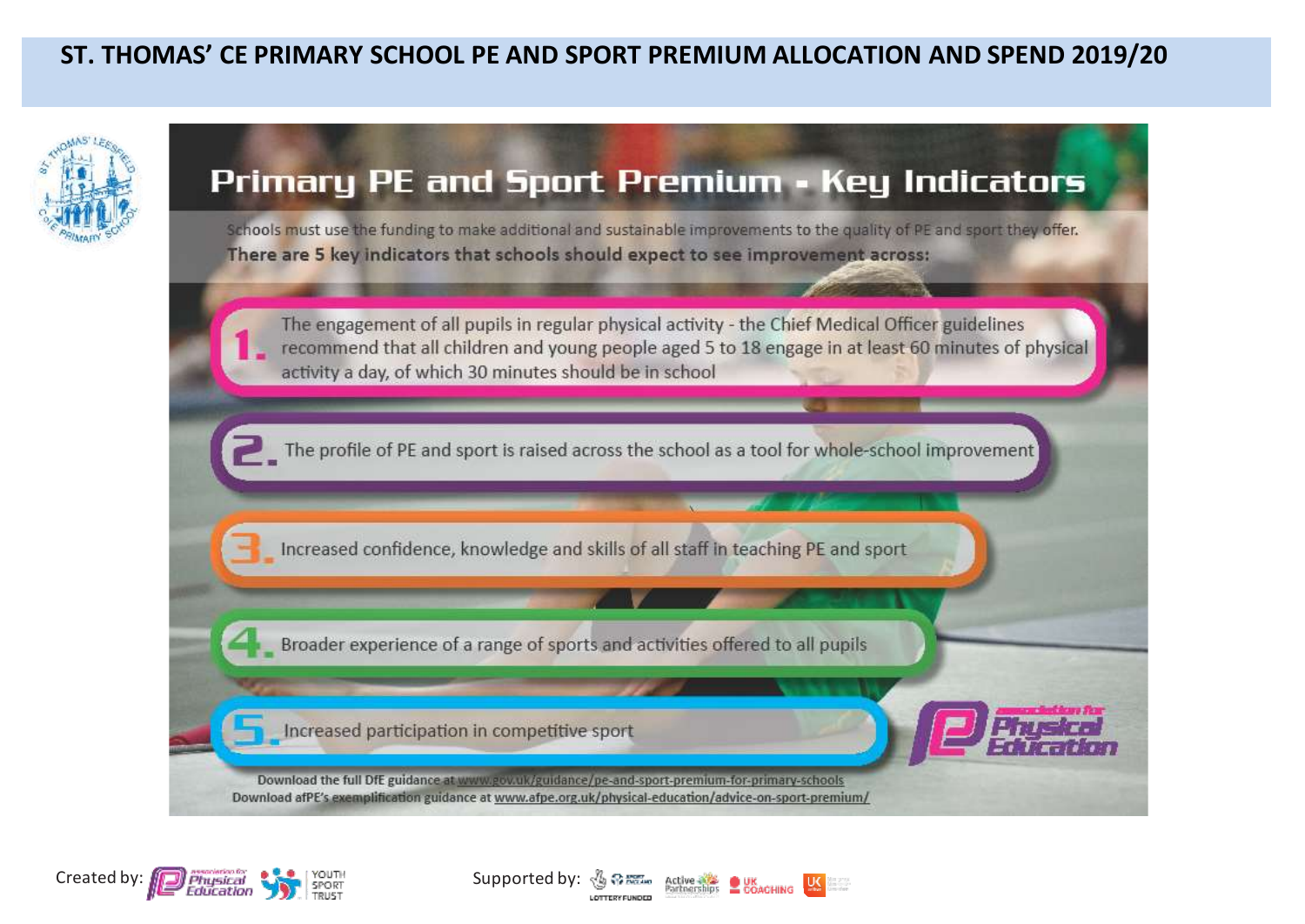# ST. THOMAS' CE PRIMARY SCHOOL PE AND SPORT PREMIUM ALLOCATION AND SPEND 2019/20

## Primary PE and Sport Premium - Key Indicators

Schools must use the funding to make additional and sustainable improvements to the quality of PE and sport they offer.

**There are 5 key indicators that schools should expect to see improvement across:**

1. The engagement of all pupils in regular physical activity - the Chief Medical Officer guidelines recommend that all children and young people aged 5 to 18 engage in at least 60 minutes of physical activity a day, of which 30 minutes should be in school
2. The profile of PE and sport is raised across the school as a tool for whole-school improvement
3. Increased confidence, knowledge and skills of all staff in teaching PE and sport
4. Broader experience of a range of sports and activities offered to all pupils
5. Increased participation in competitive sport

Download the full DfE guidance at www.gov.uk/guidance/pe-and-sport-premium-for-primary-schools
Download afPE's exemplification guidance at www.afpe.org.uk/physical-education/advice-on-sport-premium/

Created by: association for Physical Education, Youth Sport Trust

Supported by: Sport England (Lottery Funded), Active Partnerships, UK Coaching, UK Active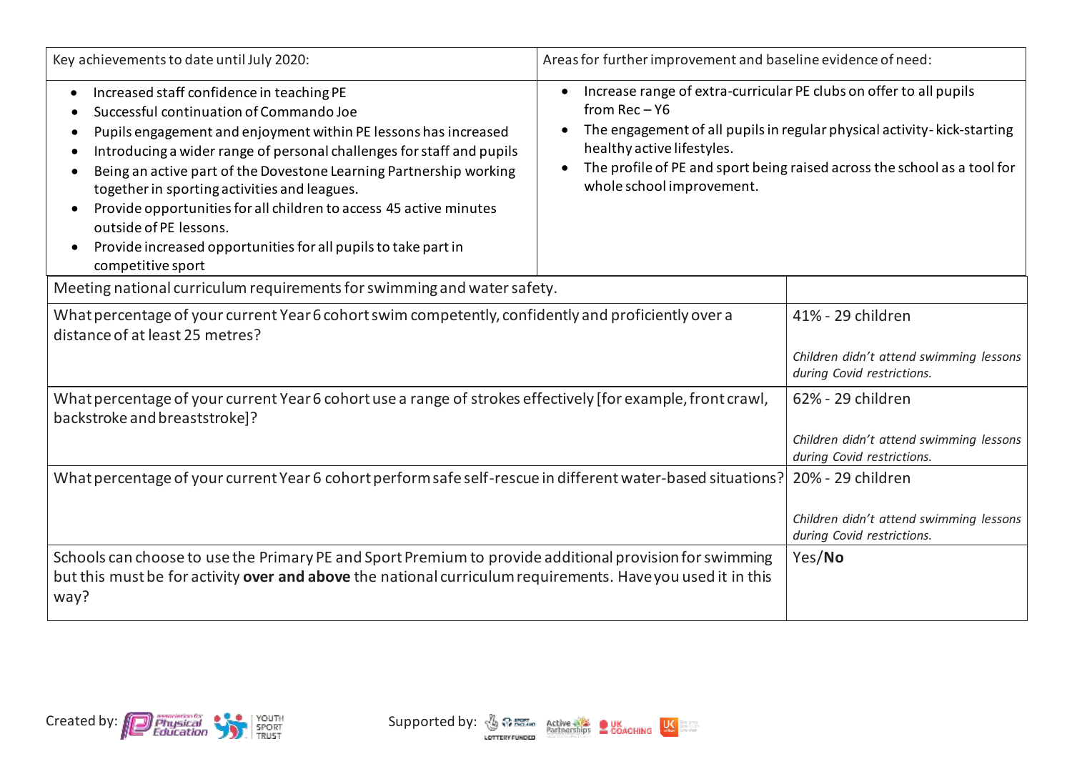| Key achievements to date until July 2020: | Areas for further improvement and baseline evidence of need: |
|---|---|
| • Increased staff confidence in teaching PE<br>• Successful continuation of Commando Joe<br>• Pupils engagement and enjoyment within PE lessons has increased<br>• Introducing a wider range of personal challenges for staff and pupils<br>• Being an active part of the Dovestone Learning Partnership working together in sporting activities and leagues.<br>• Provide opportunities for all children to access 45 active minutes outside of PE lessons.<br>• Provide increased opportunities for all pupils to take part in competitive sport | • Increase range of extra-curricular PE clubs on offer to all pupils from Rec – Y6<br>• The engagement of all pupils in regular physical activity- kick-starting healthy active lifestyles.<br>• The profile of PE and sport being raised across the school as a tool for whole school improvement. |

| Meeting national curriculum requirements for swimming and water safety. | |
|---|---|
| What percentage of your current Year 6 cohort swim competently, confidently and proficiently over a distance of at least 25 metres? | 41% - 29 children<br><br>*Children didn't attend swimming lessons during Covid restrictions.* |
| What percentage of your current Year 6 cohort use a range of strokes effectively [for example, front crawl, backstroke and breaststroke]? | 62% - 29 children<br><br>*Children didn't attend swimming lessons during Covid restrictions.* |
| What percentage of your current Year 6 cohort perform safe self-rescue in different water-based situations? | 20% - 29 children<br><br>*Children didn't attend swimming lessons during Covid restrictions.* |
| Schools can choose to use the Primary PE and Sport Premium to provide additional provision for swimming but this must be for activity **over and above** the national curriculum requirements. Have you used it in this way? | Yes/**No** |

Created by: Association for Physical Education, Youth Sport Trust

Supported by: Sport England, Lottery Funded, Active Partnerships, UK Coaching, UK Active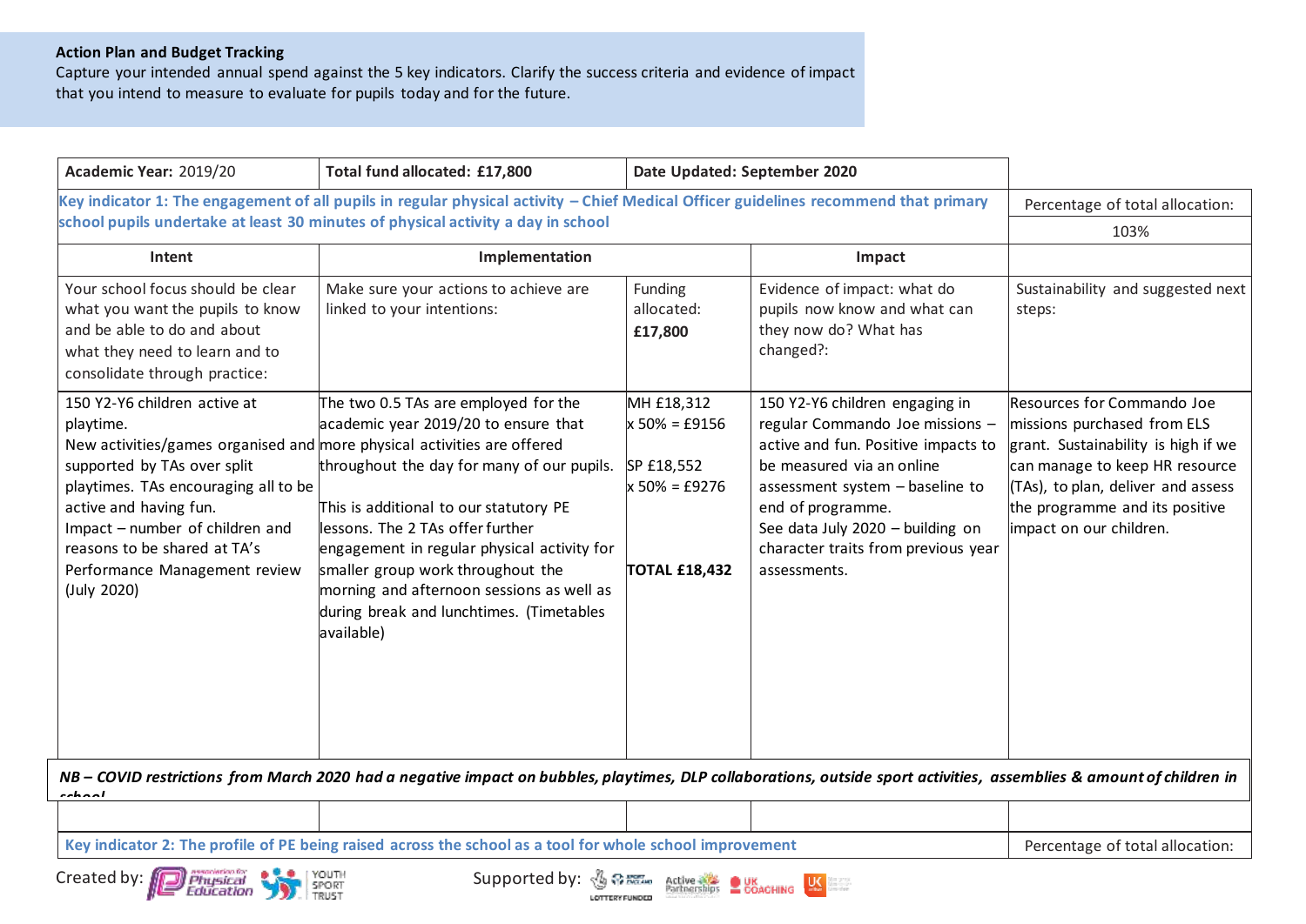**Action Plan and Budget Tracking**
Capture your intended annual spend against the 5 key indicators. Clarify the success criteria and evidence of impact that you intend to measure to evaluate for pupils today and for the future.

| Academic Year: 2019/20 | Total fund allocated: £17,800 | Date Updated: September 2020 | | |
|---|---|---|---|---|
| **Key indicator 1: The engagement of all pupils in regular physical activity – Chief Medical Officer guidelines recommend that primary school pupils undertake at least 30 minutes of physical activity a day in school** | | | | Percentage of total allocation: 103% |
| **Intent** | **Implementation** | | **Impact** | |
| Your school focus should be clear what you want the pupils to know and be able to do and about what they need to learn and to consolidate through practice: | Make sure your actions to achieve are linked to your intentions: | Funding allocated: **£17,800** | Evidence of impact: what do pupils now know and what can they now do? What has changed?: | Sustainability and suggested next steps: |
| 150 Y2-Y6 children active at playtime. New activities/games organised and supported by TAs over split playtimes. TAs encouraging all to be active and having fun. Impact – number of children and reasons to be shared at TA's Performance Management review (July 2020) | The two 0.5 TAs are employed for the academic year 2019/20 to ensure that more physical activities are offered throughout the day for many of our pupils. This is additional to our statutory PE lessons. The 2 TAs offer further engagement in regular physical activity for smaller group work throughout the morning and afternoon sessions as well as during break and lunchtimes. (Timetables available) | MH £18,312 x 50% = £9156<br><br>SP £18,552 x 50% = £9276<br><br>**TOTAL £18,432** | 150 Y2-Y6 children engaging in regular Commando Joe missions – active and fun. Positive impacts to be measured via an online assessment system – baseline to end of programme. See data July 2020 – building on character traits from previous year assessments. | Resources for Commando Joe missions purchased from ELS grant. Sustainability is high if we can manage to keep HR resource (TAs), to plan, deliver and assess the programme and its positive impact on our children. |
| ***NB – COVID restrictions from March 2020 had a negative impact on bubbles, playtimes, DLP collaborations, outside sport activities, assemblies & amount of children in school*** | | | | |
| | | | | |
| **Key indicator 2: The profile of PE being raised across the school as a tool for whole school improvement** | | | | Percentage of total allocation: |

Created by: Association for Physical Education, Youth Sport Trust    Supported by: Sport England (Lottery Funded), Active Partnerships, UK Coaching, UK Active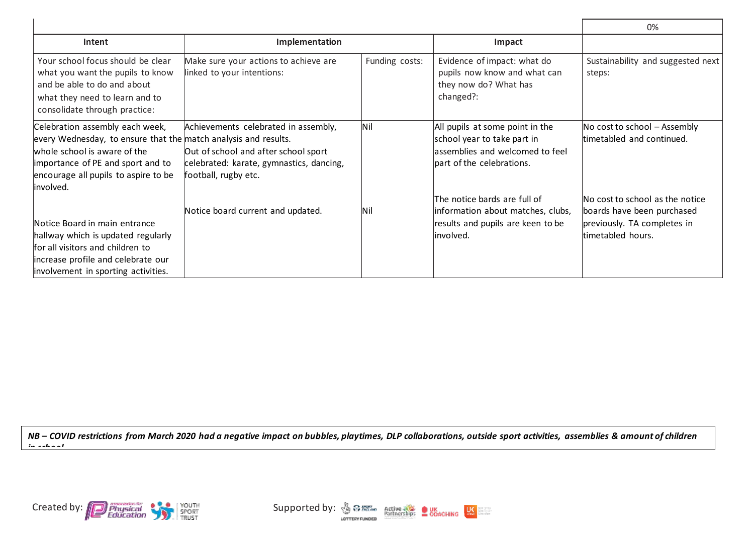| | | | | 0% |
|---|---|---|---|---|
| **Intent** | **Implementation** | | **Impact** | |
| Your school focus should be clear what you want the pupils to know and be able to do and about what they need to learn and to consolidate through practice: | Make sure your actions to achieve are linked to your intentions: | Funding costs: | Evidence of impact: what do pupils now know and what can they now do? What has changed?: | Sustainability and suggested next steps: |
| Celebration assembly each week, every Wednesday, to ensure that the whole school is aware of the importance of PE and sport and to encourage all pupils to aspire to be involved.<br><br>Notice Board in main entrance hallway which is updated regularly for all visitors and children to increase profile and celebrate our involvement in sporting activities. | Achievements celebrated in assembly, match analysis and results.<br>Out of school and after school sport celebrated: karate, gymnastics, dancing, football, rugby etc.<br><br>Notice board current and updated. | Nil<br><br>Nil | All pupils at some point in the school year to take part in assemblies and welcomed to feel part of the celebrations.<br><br>The notice bards are full of information about matches, clubs, results and pupils are keen to be involved. | No cost to school – Assembly timetabled and continued.<br><br>No cost to school as the notice boards have been purchased previously. TA completes in timetabled hours. |

***NB – COVID restrictions from March 2020 had a negative impact on bubbles, playtimes, DLP collaborations, outside sport activities, assemblies & amount of children in school***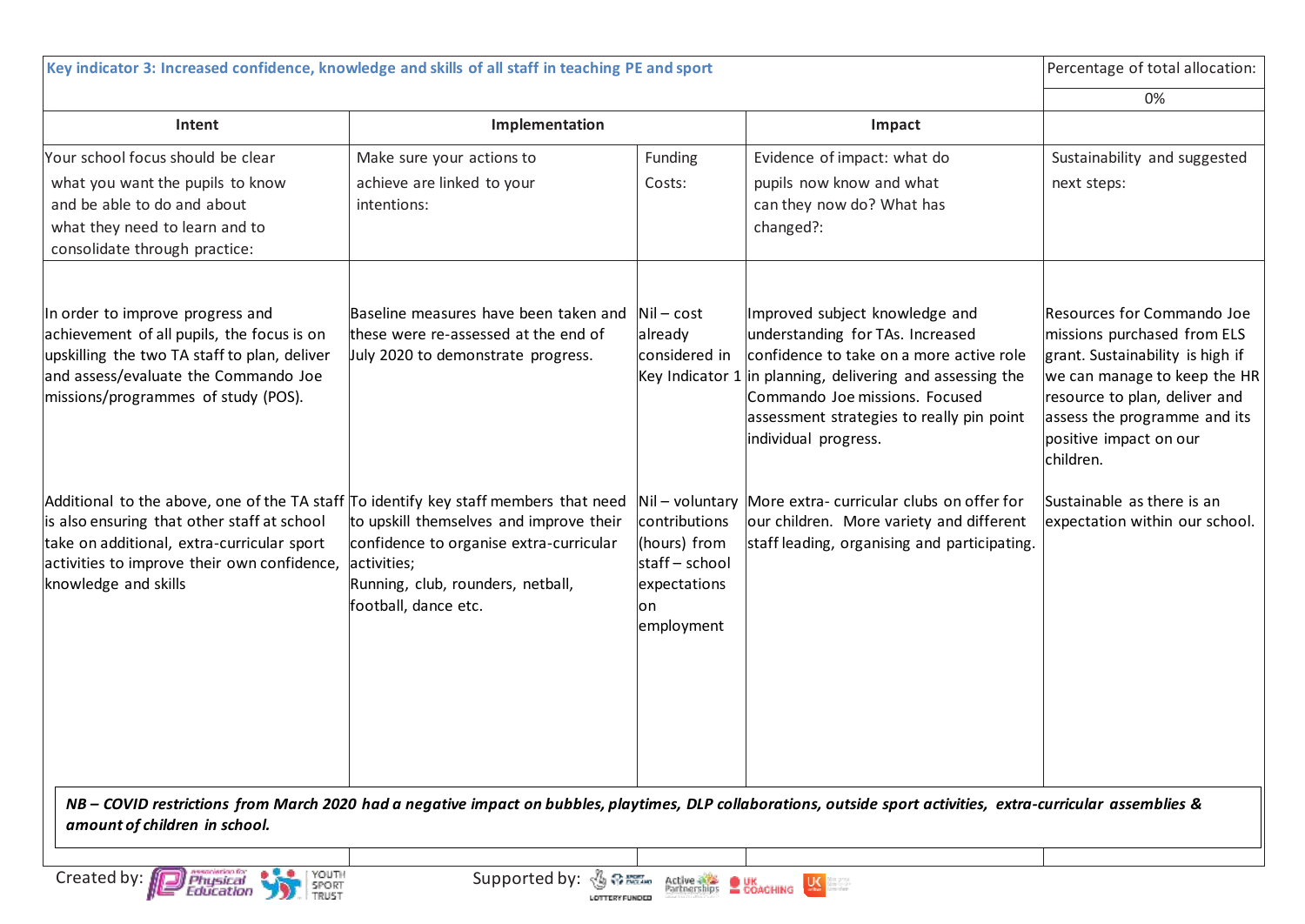| Key indicator 3: Increased confidence, knowledge and skills of all staff in teaching PE and sport | | | | Percentage of total allocation: |
|---|---|---|---|---|
| | | | | 0% |
| **Intent** | **Implementation** | | **Impact** | |
| Your school focus should be clear what you want the pupils to know and be able to do and about what they need to learn and to consolidate through practice: | Make sure your actions to achieve are linked to your intentions: | Funding Costs: | Evidence of impact: what do pupils now know and what can they now do? What has changed?: | Sustainability and suggested next steps: |
| In order to improve progress and achievement of all pupils, the focus is on upskilling the two TA staff to plan, deliver and assess/evaluate the Commando Joe missions/programmes of study (POS). | Baseline measures have been taken and these were re-assessed at the end of July 2020 to demonstrate progress. | Nil – cost already considered in Key Indicator 1 | Improved subject knowledge and understanding for TAs. Increased confidence to take on a more active role in planning, delivering and assessing the Commando Joe missions. Focused assessment strategies to really pin point individual progress. | Resources for Commando Joe missions purchased from ELS grant. Sustainability is high if we can manage to keep the HR resource to plan, deliver and assess the programme and its positive impact on our children. |
| Additional to the above, one of the TA staff is also ensuring that other staff at school take on additional, extra-curricular sport activities to improve their own confidence, knowledge and skills | To identify key staff members that need to upskill themselves and improve their confidence to organise extra-curricular activities; Running, club, rounders, netball, football, dance etc. | Nil – voluntary contributions (hours) from staff – school expectations on employment | More extra- curricular clubs on offer for our children. More variety and different staff leading, organising and participating. | Sustainable as there is an expectation within our school. |

***NB – COVID restrictions from March 2020 had a negative impact on bubbles, playtimes, DLP collaborations, outside sport activities, extra-curricular assemblies & amount of children in school.***

Created by: Association for Physical Education, Youth Sport Trust

Supported by: Sport England (Lottery Funded), Active Partnerships, UK Coaching, UK Active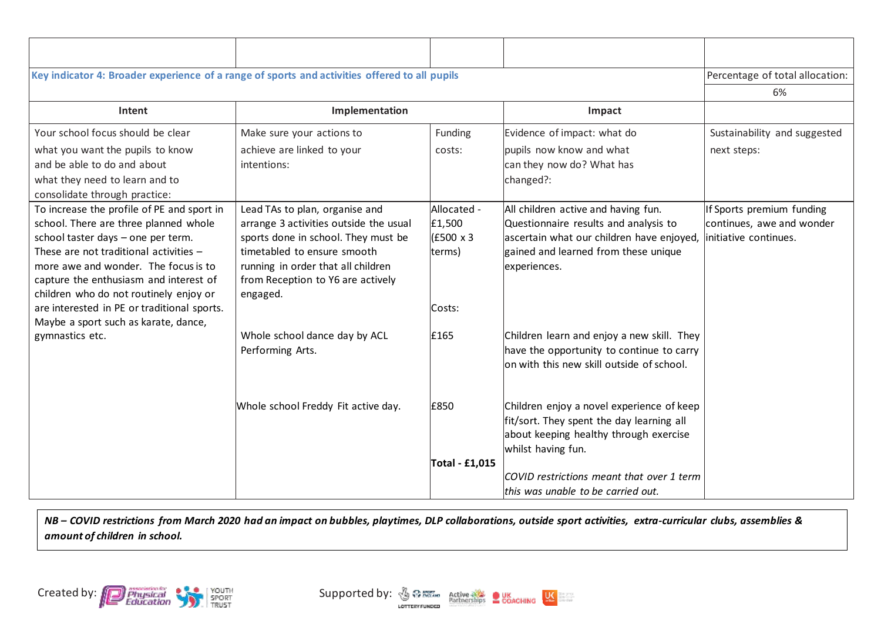| | | | | |
|---|---|---|---|---|
| | | | | |
| **Key indicator 4: Broader experience of a range of sports and activities offered to all pupils** | | | | Percentage of total allocation: |
| | | | | 6% |
| **Intent** | **Implementation** | | **Impact** | |
| Your school focus should be clear what you want the pupils to know and be able to do and about what they need to learn and to consolidate through practice: | Make sure your actions to achieve are linked to your intentions: | Funding costs: | Evidence of impact: what do pupils now know and what can they now do? What has changed?: | Sustainability and suggested next steps: |
| To increase the profile of PE and sport in school. There are three planned whole school taster days – one per term. These are not traditional activities – more awe and wonder. The focus is to capture the enthusiasm and interest of children who do not routinely enjoy or are interested in PE or traditional sports. Maybe a sport such as karate, dance, gymnastics etc. | Lead TAs to plan, organise and arrange 3 activities outside the usual sports done in school. They must be timetabled to ensure smooth running in order that all children from Reception to Y6 are actively engaged.<br><br>Whole school dance day by ACL Performing Arts.<br><br>Whole school Freddy Fit active day. | Allocated - £1,500 (£500 x 3 terms)<br><br>Costs:<br><br>£165<br><br>£850<br><br>**Total - £1,015** | All children active and having fun. Questionnaire results and analysis to ascertain what our children have enjoyed, gained and learned from these unique experiences.<br><br>Children learn and enjoy a new skill. They have the opportunity to continue to carry on with this new skill outside of school.<br><br>Children enjoy a novel experience of keep fit/sort. They spent the day learning all about keeping healthy through exercise whilst having fun.<br><br>*COVID restrictions meant that over 1 term this was unable to be carried out.* | If Sports premium funding continues, awe and wonder initiative continues. |

***NB – COVID restrictions from March 2020 had an impact on bubbles, playtimes, DLP collaborations, outside sport activities, extra-curricular clubs, assemblies & amount of children in school.***

Created by: Association for Physical Education, Youth Sport Trust

Supported by: Sport England, Lottery Funded, Active Partnerships, UK Coaching, UK Active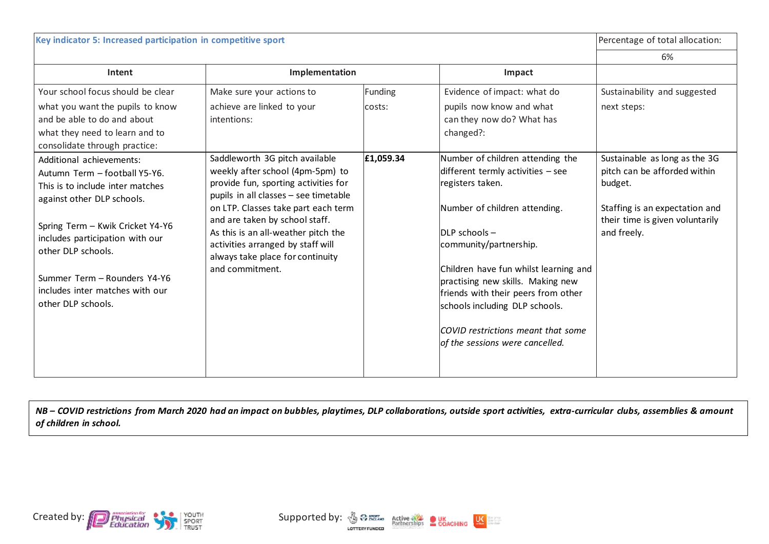| Key indicator 5: Increased participation in competitive sport | | | | Percentage of total allocation: |
|---|---|---|---|---|
| | | | | 6% |
| **Intent** | **Implementation** | | **Impact** | |
| Your school focus should be clear what you want the pupils to know and be able to do and about what they need to learn and to consolidate through practice: | Make sure your actions to achieve are linked to your intentions: | Funding costs: | Evidence of impact: what do pupils now know and what can they now do? What has changed?: | Sustainability and suggested next steps: |
| Additional achievements:<br>Autumn Term – football Y5-Y6. This is to include inter matches against other DLP schools.<br><br>Spring Term – Kwik Cricket Y4-Y6 includes participation with our other DLP schools.<br><br>Summer Term – Rounders Y4-Y6 includes inter matches with our other DLP schools. | Saddleworth 3G pitch available weekly after school (4pm-5pm) to provide fun, sporting activities for pupils in all classes – see timetable on LTP. Classes take part each term and are taken by school staff.<br>As this is an all-weather pitch the activities arranged by staff will always take place for continuity and commitment. | **£1,059.34** | Number of children attending the different termly activities – see registers taken.<br><br>Number of children attending.<br><br>DLP schools – community/partnership.<br><br>Children have fun whilst learning and practising new skills. Making new friends with their peers from other schools including DLP schools.<br><br>*COVID restrictions meant that some of the sessions were cancelled.* | Sustainable as long as the 3G pitch can be afforded within budget.<br><br>Staffing is an expectation and their time is given voluntarily and freely. |

***NB – COVID restrictions from March 2020 had an impact on bubbles, playtimes, DLP collaborations, outside sport activities, extra-curricular clubs, assemblies & amount of children in school.***